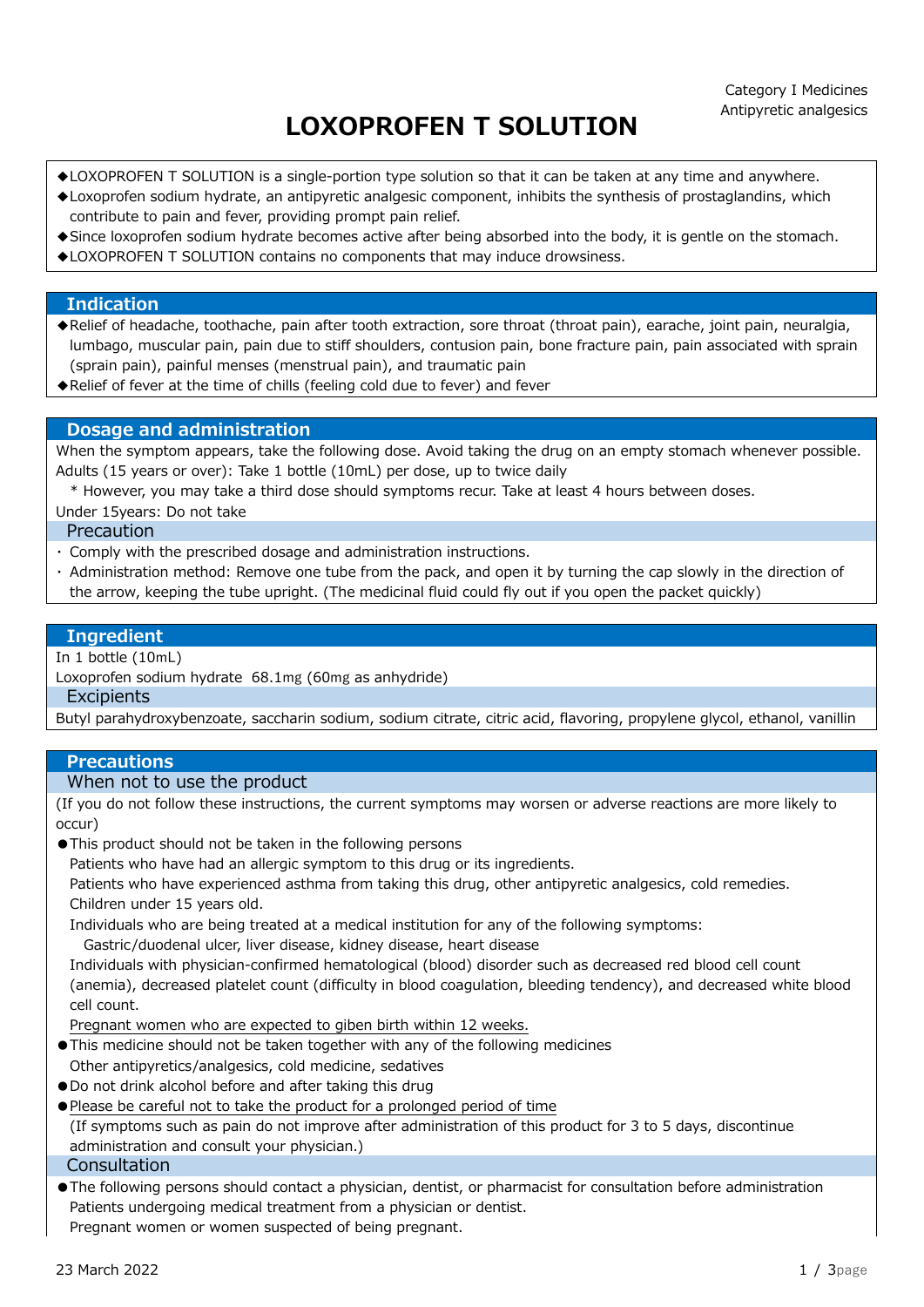Category I Medicines
Antipyretic analgesics

# LOXOPROFEN T SOLUTION

◆LOXOPROFEN T SOLUTION is a single-portion type solution so that it can be taken at any time and anywhere.
◆Loxoprofen sodium hydrate, an antipyretic analgesic component, inhibits the synthesis of prostaglandins, which contribute to pain and fever, providing prompt pain relief.
◆Since loxoprofen sodium hydrate becomes active after being absorbed into the body, it is gentle on the stomach.
◆LOXOPROFEN T SOLUTION contains no components that may induce drowsiness.

## Indication

◆Relief of headache, toothache, pain after tooth extraction, sore throat (throat pain), earache, joint pain, neuralgia, lumbago, muscular pain, pain due to stiff shoulders, contusion pain, bone fracture pain, pain associated with sprain (sprain pain), painful menses (menstrual pain), and traumatic pain
◆Relief of fever at the time of chills (feeling cold due to fever) and fever

## Dosage and administration

When the symptom appears, take the following dose. Avoid taking the drug on an empty stomach whenever possible.
Adults (15 years or over): Take 1 bottle (10mL) per dose, up to twice daily
 * However, you may take a third dose should symptoms recur. Take at least 4 hours between doses.
Under 15years: Do not take

### Precaution

・ Comply with the prescribed dosage and administration instructions.
・ Administration method: Remove one tube from the pack, and open it by turning the cap slowly in the direction of the arrow, keeping the tube upright. (The medicinal fluid could fly out if you open the packet quickly)

## Ingredient

In 1 bottle (10mL)
Loxoprofen sodium hydrate 68.1mg (60mg as anhydride)

### Excipients

Butyl parahydroxybenzoate, saccharin sodium, sodium citrate, citric acid, flavoring, propylene glycol, ethanol, vanillin

## Precautions

### When not to use the product

(If you do not follow these instructions, the current symptoms may worsen or adverse reactions are more likely to occur)

●This product should not be taken in the following persons
 Patients who have had an allergic symptom to this drug or its ingredients.
 Patients who have experienced asthma from taking this drug, other antipyretic analgesics, cold remedies.
 Children under 15 years old.
 Individuals who are being treated at a medical institution for any of the following symptoms:
  Gastric/duodenal ulcer, liver disease, kidney disease, heart disease
 Individuals with physician-confirmed hematological (blood) disorder such as decreased red blood cell count (anemia), decreased platelet count (difficulty in blood coagulation, bleeding tendency), and decreased white blood cell count.
 <u>Pregnant women who are expected to giben birth within 12 weeks.</u>
●This medicine should not be taken together with any of the following medicines
 Other antipyretics/analgesics, cold medicine, sedatives
●Do not drink alcohol before and after taking this drug
●<u>Please be careful not to take the product for a prolonged period of time</u>
 (If symptoms such as pain do not improve after administration of this product for 3 to 5 days, discontinue administration and consult your physician.)

### Consultation

●The following persons should contact a physician, dentist, or pharmacist for consultation before administration
 Patients undergoing medical treatment from a physician or dentist.
 Pregnant women or women suspected of being pregnant.

23 March 2022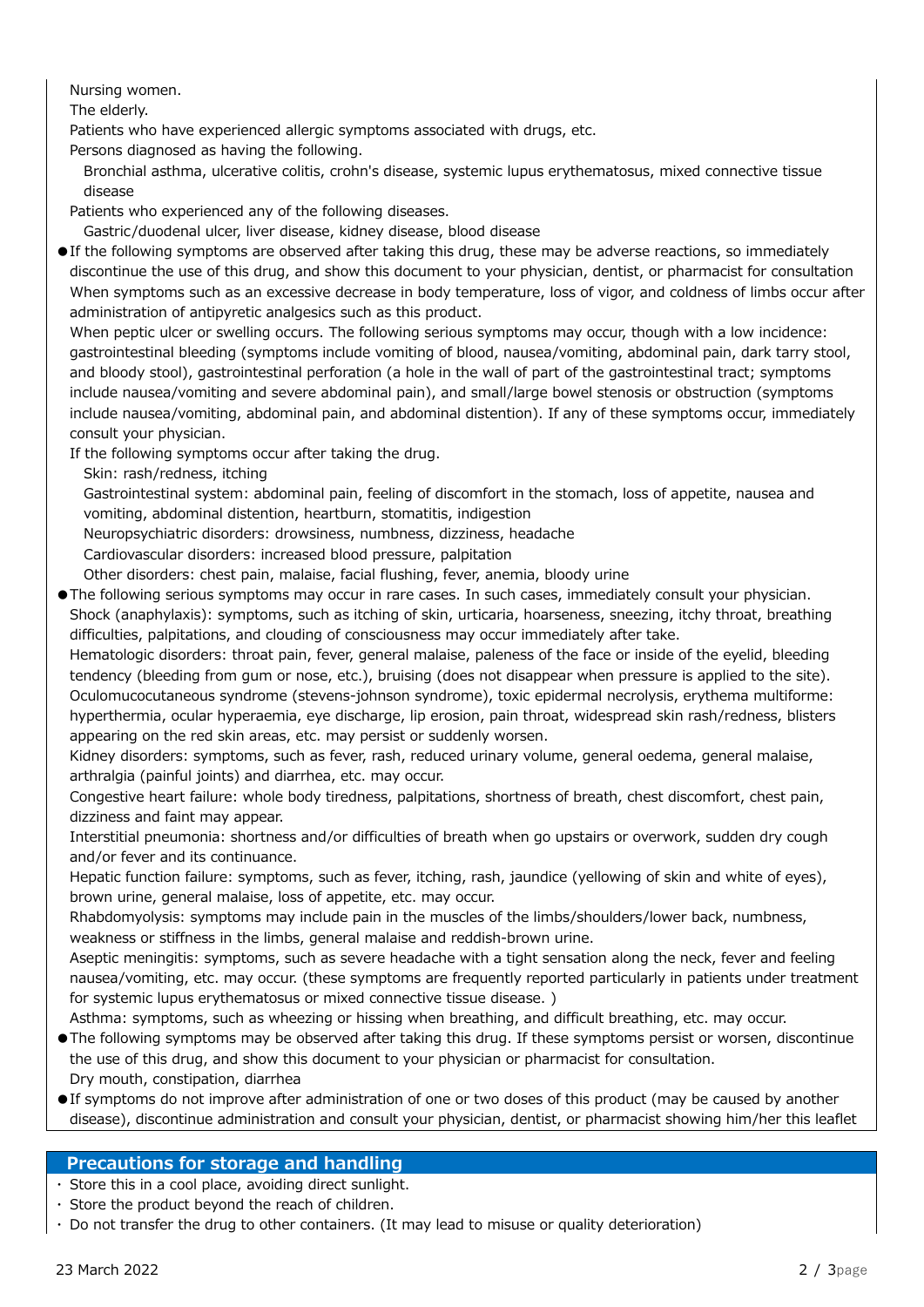Nursing women.
The elderly.
Patients who have experienced allergic symptoms associated with drugs, etc.
Persons diagnosed as having the following.
  Bronchial asthma, ulcerative colitis, crohn's disease, systemic lupus erythematosus, mixed connective tissue disease
Patients who experienced any of the following diseases.
  Gastric/duodenal ulcer, liver disease, kidney disease, blood disease

- If the following symptoms are observed after taking this drug, these may be adverse reactions, so immediately discontinue the use of this drug, and show this document to your physician, dentist, or pharmacist for consultation
  When symptoms such as an excessive decrease in body temperature, loss of vigor, and coldness of limbs occur after administration of antipyretic analgesics such as this product.
  When peptic ulcer or swelling occurs. The following serious symptoms may occur, though with a low incidence: gastrointestinal bleeding (symptoms include vomiting of blood, nausea/vomiting, abdominal pain, dark tarry stool, and bloody stool), gastrointestinal perforation (a hole in the wall of part of the gastrointestinal tract; symptoms include nausea/vomiting and severe abdominal pain), and small/large bowel stenosis or obstruction (symptoms include nausea/vomiting, abdominal pain, and abdominal distention). If any of these symptoms occur, immediately consult your physician.
  If the following symptoms occur after taking the drug.
    Skin: rash/redness, itching
    Gastrointestinal system: abdominal pain, feeling of discomfort in the stomach, loss of appetite, nausea and vomiting, abdominal distention, heartburn, stomatitis, indigestion
    Neuropsychiatric disorders: drowsiness, numbness, dizziness, headache
    Cardiovascular disorders: increased blood pressure, palpitation
    Other disorders: chest pain, malaise, facial flushing, fever, anemia, bloody urine
- The following serious symptoms may occur in rare cases. In such cases, immediately consult your physician.
  Shock (anaphylaxis): symptoms, such as itching of skin, urticaria, hoarseness, sneezing, itchy throat, breathing difficulties, palpitations, and clouding of consciousness may occur immediately after take.
  Hematologic disorders: throat pain, fever, general malaise, paleness of the face or inside of the eyelid, bleeding tendency (bleeding from gum or nose, etc.), bruising (does not disappear when pressure is applied to the site).
  Oculomucocutaneous syndrome (stevens-johnson syndrome), toxic epidermal necrolysis, erythema multiforme: hyperthermia, ocular hyperaemia, eye discharge, lip erosion, pain throat, widespread skin rash/redness, blisters appearing on the red skin areas, etc. may persist or suddenly worsen.
  Kidney disorders: symptoms, such as fever, rash, reduced urinary volume, general oedema, general malaise, arthralgia (painful joints) and diarrhea, etc. may occur.
  Congestive heart failure: whole body tiredness, palpitations, shortness of breath, chest discomfort, chest pain, dizziness and faint may appear.
  Interstitial pneumonia: shortness and/or difficulties of breath when go upstairs or overwork, sudden dry cough and/or fever and its continuance.
  Hepatic function failure: symptoms, such as fever, itching, rash, jaundice (yellowing of skin and white of eyes), brown urine, general malaise, loss of appetite, etc. may occur.
  Rhabdomyolysis: symptoms may include pain in the muscles of the limbs/shoulders/lower back, numbness, weakness or stiffness in the limbs, general malaise and reddish-brown urine.
  Aseptic meningitis: symptoms, such as severe headache with a tight sensation along the neck, fever and feeling nausea/vomiting, etc. may occur. (these symptoms are frequently reported particularly in patients under treatment for systemic lupus erythematosus or mixed connective tissue disease. )
  Asthma: symptoms, such as wheezing or hissing when breathing, and difficult breathing, etc. may occur.
- The following symptoms may be observed after taking this drug. If these symptoms persist or worsen, discontinue the use of this drug, and show this document to your physician or pharmacist for consultation.
  Dry mouth, constipation, diarrhea
- If symptoms do not improve after administration of one or two doses of this product (may be caused by another disease), discontinue administration and consult your physician, dentist, or pharmacist showing him/her this leaflet

## Precautions for storage and handling

- Store this in a cool place, avoiding direct sunlight.
- Store the product beyond the reach of children.
- Do not transfer the drug to other containers. (It may lead to misuse or quality deterioration)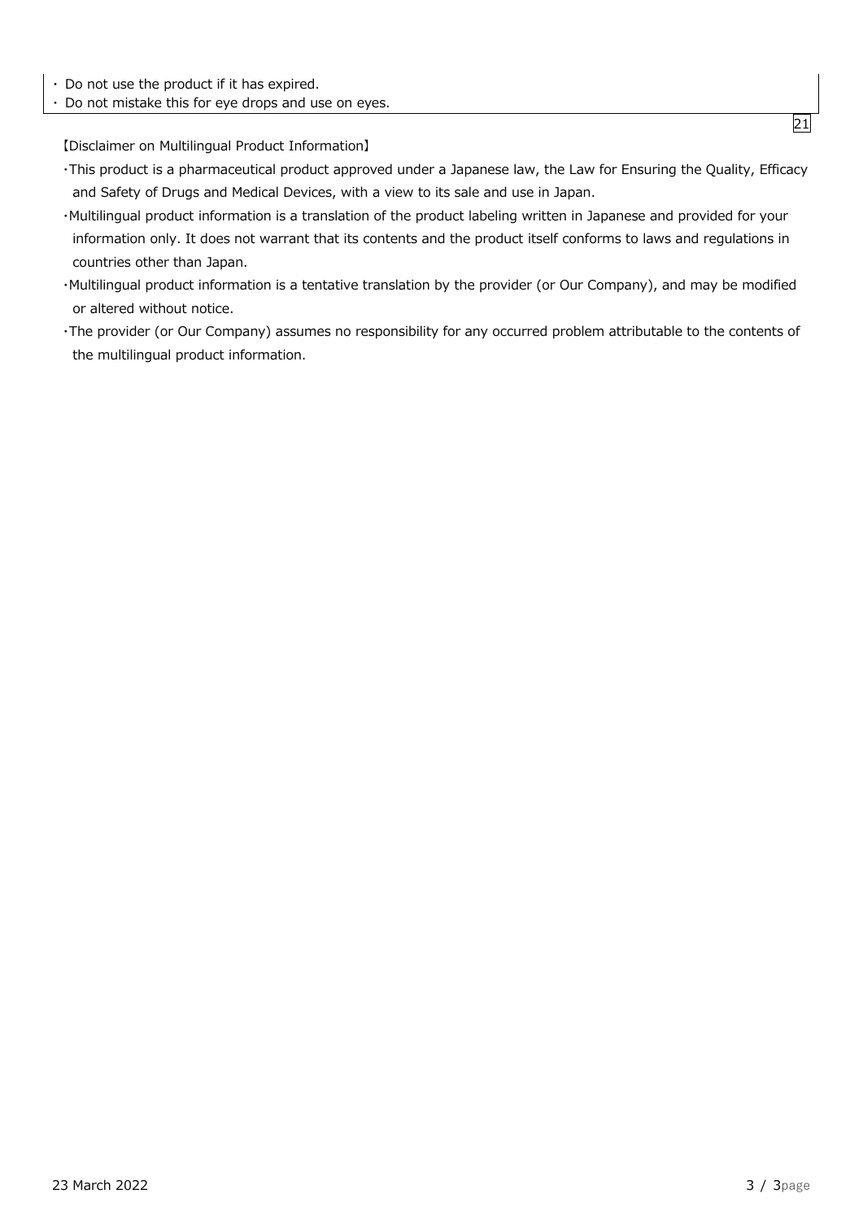・ Do not use the product if it has expired.
・ Do not mistake this for eye drops and use on eyes.

21

【Disclaimer on Multilingual Product Information】

・This product is a pharmaceutical product approved under a Japanese law, the Law for Ensuring the Quality, Efficacy and Safety of Drugs and Medical Devices, with a view to its sale and use in Japan.

・Multilingual product information is a translation of the product labeling written in Japanese and provided for your information only. It does not warrant that its contents and the product itself conforms to laws and regulations in countries other than Japan.

・Multilingual product information is a tentative translation by the provider (or Our Company), and may be modified or altered without notice.

・The provider (or Our Company) assumes no responsibility for any occurred problem attributable to the contents of the multilingual product information.

23 March 2022